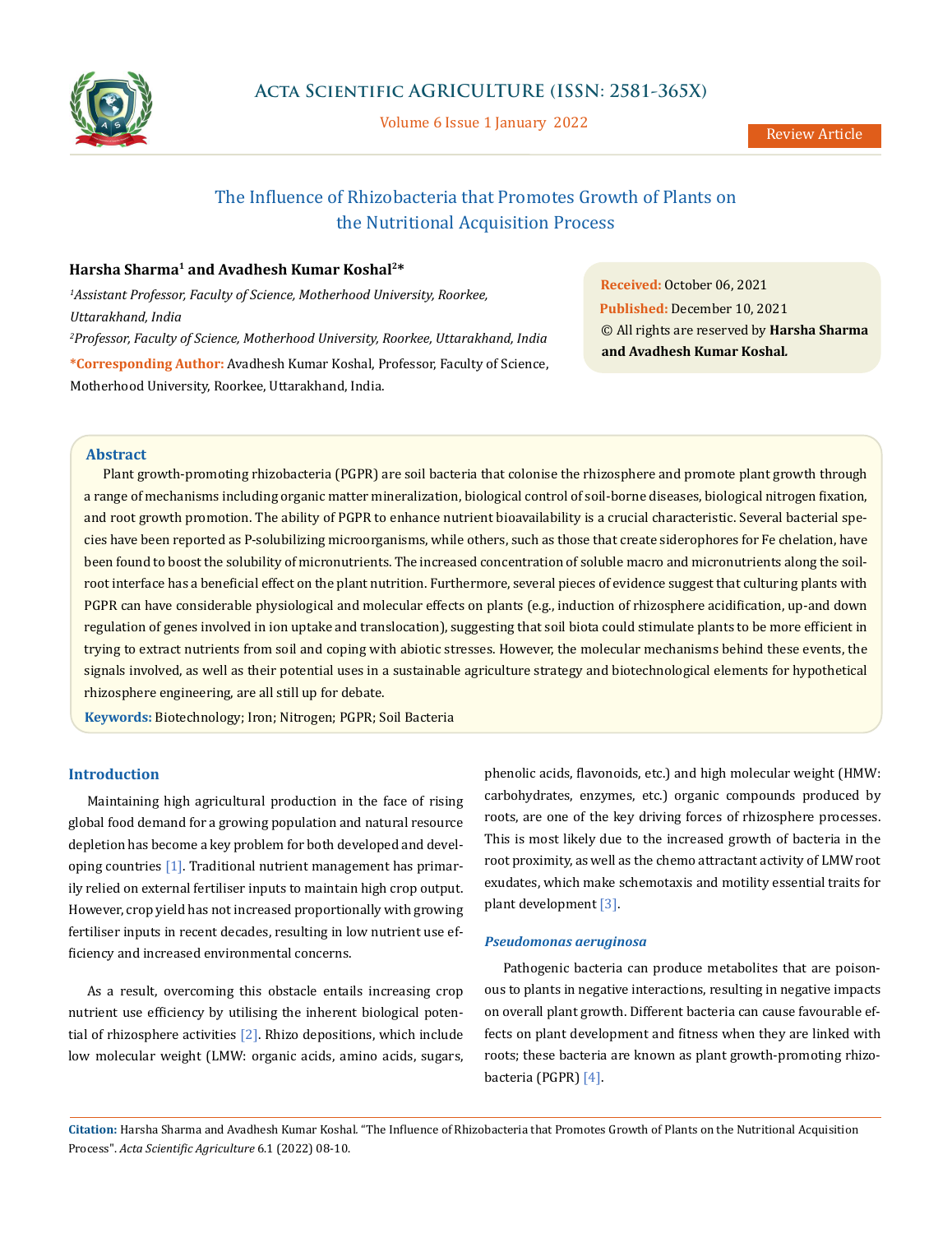# The Influence of Rhizobacteria that Promotes Growth of Plants on the Nutritional Acquisition Process

**Harsha Sharma[1] and Avadhesh Kumar Koshal[2]***

*[1]Assistant Professor, Faculty of Science, Motherhood University, Roorkee, Uttarakhand, India*

*[2]Professor, Faculty of Science, Motherhood University, Roorkee, Uttarakhand, India*

***Corresponding Author:** Avadhesh Kumar Koshal, Professor, Faculty of Science, Motherhood University, Roorkee, Uttarakhand, India.

**Received:** October 06, 2021
**Published:** December 10, 2021
© All rights are reserved by **Harsha Sharma and Avadhesh Kumar Koshal.**

## Abstract

Plant growth-promoting rhizobacteria (PGPR) are soil bacteria that colonise the rhizosphere and promote plant growth through a range of mechanisms including organic matter mineralization, biological control of soil-borne diseases, biological nitrogen fixation, and root growth promotion. The ability of PGPR to enhance nutrient bioavailability is a crucial characteristic. Several bacterial species have been reported as P-solubilizing microorganisms, while others, such as those that create siderophores for Fe chelation, have been found to boost the solubility of micronutrients. The increased concentration of soluble macro and micronutrients along the soil-root interface has a beneficial effect on the plant nutrition. Furthermore, several pieces of evidence suggest that culturing plants with PGPR can have considerable physiological and molecular effects on plants (e.g., induction of rhizosphere acidification, up-and down regulation of genes involved in ion uptake and translocation), suggesting that soil biota could stimulate plants to be more efficient in trying to extract nutrients from soil and coping with abiotic stresses. However, the molecular mechanisms behind these events, the signals involved, as well as their potential uses in a sustainable agriculture strategy and biotechnological elements for hypothetical rhizosphere engineering, are all still up for debate.

**Keywords:** Biotechnology; Iron; Nitrogen; PGPR; Soil Bacteria

## Introduction

Maintaining high agricultural production in the face of rising global food demand for a growing population and natural resource depletion has become a key problem for both developed and developing countries [1]. Traditional nutrient management has primarily relied on external fertiliser inputs to maintain high crop output. However, crop yield has not increased proportionally with growing fertiliser inputs in recent decades, resulting in low nutrient use efficiency and increased environmental concerns.

As a result, overcoming this obstacle entails increasing crop nutrient use efficiency by utilising the inherent biological potential of rhizosphere activities [2]. Rhizo depositions, which include low molecular weight (LMW: organic acids, amino acids, sugars, phenolic acids, flavonoids, etc.) and high molecular weight (HMW: carbohydrates, enzymes, etc.) organic compounds produced by roots, are one of the key driving forces of rhizosphere processes. This is most likely due to the increased growth of bacteria in the root proximity, as well as the chemo attractant activity of LMW root exudates, which make schemotaxis and motility essential traits for plant development [3].

### *Pseudomonas aeruginosa*

Pathogenic bacteria can produce metabolites that are poisonous to plants in negative interactions, resulting in negative impacts on overall plant growth. Different bacteria can cause favourable effects on plant development and fitness when they are linked with roots; these bacteria are known as plant growth-promoting rhizobacteria (PGPR) [4].

**Citation:** Harsha Sharma and Avadhesh Kumar Koshal. "The Influence of Rhizobacteria that Promotes Growth of Plants on the Nutritional Acquisition Process". *Acta Scientific Agriculture* 6.1 (2022) 08-10.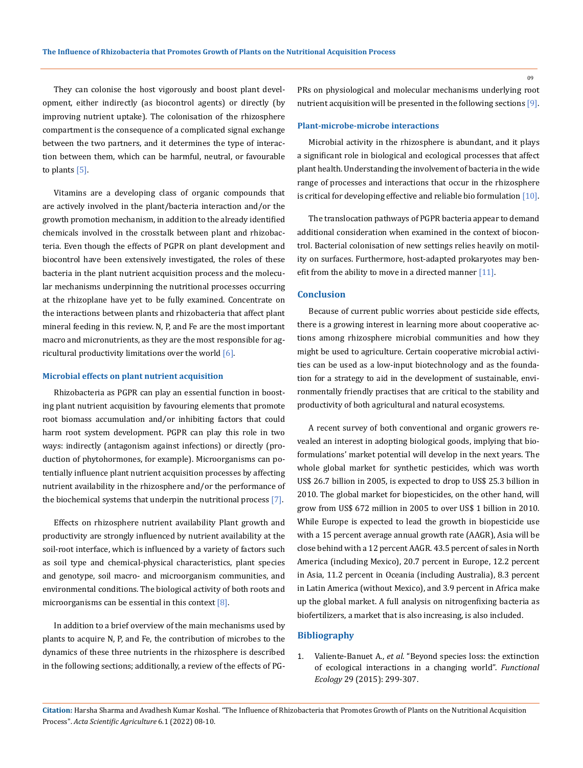They can colonise the host vigorously and boost plant development, either indirectly (as biocontrol agents) or directly (by improving nutrient uptake). The colonisation of the rhizosphere compartment is the consequence of a complicated signal exchange between the two partners, and it determines the type of interaction between them, which can be harmful, neutral, or favourable to plants [5].

Vitamins are a developing class of organic compounds that are actively involved in the plant/bacteria interaction and/or the growth promotion mechanism, in addition to the already identified chemicals involved in the crosstalk between plant and rhizobacteria. Even though the effects of PGPR on plant development and biocontrol have been extensively investigated, the roles of these bacteria in the plant nutrient acquisition process and the molecular mechanisms underpinning the nutritional processes occurring at the rhizoplane have yet to be fully examined. Concentrate on the interactions between plants and rhizobacteria that affect plant mineral feeding in this review. N, P, and Fe are the most important macro and micronutrients, as they are the most responsible for agricultural productivity limitations over the world [6].

### Microbial effects on plant nutrient acquisition

Rhizobacteria as PGPR can play an essential function in boosting plant nutrient acquisition by favouring elements that promote root biomass accumulation and/or inhibiting factors that could harm root system development. PGPR can play this role in two ways: indirectly (antagonism against infections) or directly (production of phytohormones, for example). Microorganisms can potentially influence plant nutrient acquisition processes by affecting nutrient availability in the rhizosphere and/or the performance of the biochemical systems that underpin the nutritional process [7].

Effects on rhizosphere nutrient availability Plant growth and productivity are strongly influenced by nutrient availability at the soil-root interface, which is influenced by a variety of factors such as soil type and chemical-physical characteristics, plant species and genotype, soil macro- and microorganism communities, and environmental conditions. The biological activity of both roots and microorganisms can be essential in this context [8].

In addition to a brief overview of the main mechanisms used by plants to acquire N, P, and Fe, the contribution of microbes to the dynamics of these three nutrients in the rhizosphere is described in the following sections; additionally, a review of the effects of PGPRs on physiological and molecular mechanisms underlying root nutrient acquisition will be presented in the following sections [9].

### Plant-microbe-microbe interactions

Microbial activity in the rhizosphere is abundant, and it plays a significant role in biological and ecological processes that affect plant health. Understanding the involvement of bacteria in the wide range of processes and interactions that occur in the rhizosphere is critical for developing effective and reliable bio formulation [10].

The translocation pathways of PGPR bacteria appear to demand additional consideration when examined in the context of biocontrol. Bacterial colonisation of new settings relies heavily on motility on surfaces. Furthermore, host-adapted prokaryotes may benefit from the ability to move in a directed manner [11].

## Conclusion

Because of current public worries about pesticide side effects, there is a growing interest in learning more about cooperative actions among rhizosphere microbial communities and how they might be used to agriculture. Certain cooperative microbial activities can be used as a low-input biotechnology and as the foundation for a strategy to aid in the development of sustainable, environmentally friendly practises that are critical to the stability and productivity of both agricultural and natural ecosystems.

A recent survey of both conventional and organic growers revealed an interest in adopting biological goods, implying that bioformulations' market potential will develop in the next years. The whole global market for synthetic pesticides, which was worth US$ 26.7 billion in 2005, is expected to drop to US$ 25.3 billion in 2010. The global market for biopesticides, on the other hand, will grow from US$ 672 million in 2005 to over US$ 1 billion in 2010. While Europe is expected to lead the growth in biopesticide use with a 15 percent average annual growth rate (AAGR), Asia will be close behind with a 12 percent AAGR. 43.5 percent of sales in North America (including Mexico), 20.7 percent in Europe, 12.2 percent in Asia, 11.2 percent in Oceania (including Australia), 8.3 percent in Latin America (without Mexico), and 3.9 percent in Africa make up the global market. A full analysis on nitrogenfixing bacteria as biofertilizers, a market that is also increasing, is also included.

## Bibliography

1. Valiente-Banuet A., *et al*. "Beyond species loss: the extinction of ecological interactions in a changing world". *Functional Ecology* 29 (2015): 299-307.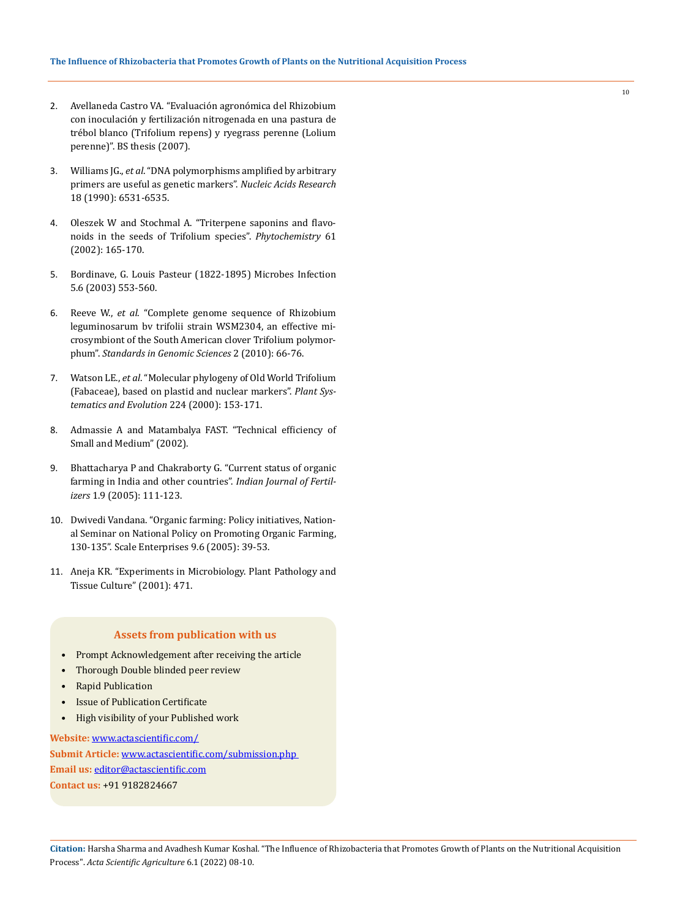2. Avellaneda Castro VA. “Evaluación agronómica del Rhizobium con inoculación y fertilización nitrogenada en una pastura de trébol blanco (Trifolium repens) y ryegrass perenne (Lolium perenne)”. BS thesis (2007).

3. Williams JG., *et al*. “DNA polymorphisms amplified by arbitrary primers are useful as genetic markers”. *Nucleic Acids Research* 18 (1990): 6531-6535.

4. Oleszek W and Stochmal A. “Triterpene saponins and flavonoids in the seeds of Trifolium species”. *Phytochemistry* 61 (2002): 165-170.

5. Bordinave, G. Louis Pasteur (1822-1895) Microbes Infection 5.6 (2003) 553-560.

6. Reeve W., *et al*. “Complete genome sequence of Rhizobium leguminosarum bv trifolii strain WSM2304, an effective microsymbiont of the South American clover Trifolium polymorphum”. *Standards in Genomic Sciences* 2 (2010): 66-76.

7. Watson LE., *et al*. “Molecular phylogeny of Old World Trifolium (Fabaceae), based on plastid and nuclear markers”. *Plant Systematics and Evolution* 224 (2000): 153-171.

8. Admassie A and Matambalya FAST. “Technical efficiency of Small and Medium” (2002).

9. Bhattacharya P and Chakraborty G. “Current status of organic farming in India and other countries”. *Indian Journal of Fertilizers* 1.9 (2005): 111-123.

10. Dwivedi Vandana. “Organic farming: Policy initiatives, National Seminar on National Policy on Promoting Organic Farming, 130-135”. Scale Enterprises 9.6 (2005): 39-53.

11. Aneja KR. “Experiments in Microbiology. Plant Pathology and Tissue Culture” (2001): 471.

**Assets from publication with us**

- Prompt Acknowledgement after receiving the article
- Thorough Double blinded peer review
- Rapid Publication
- Issue of Publication Certificate
- High visibility of your Published work

**Website:** www.actascientific.com/
**Submit Article:** www.actascientific.com/submission.php
**Email us:** editor@actascientific.com
**Contact us:** +91 9182824667

**Citation:** Harsha Sharma and Avadhesh Kumar Koshal. “The Influence of Rhizobacteria that Promotes Growth of Plants on the Nutritional Acquisition Process”. *Acta Scientific Agriculture* 6.1 (2022) 08-10.